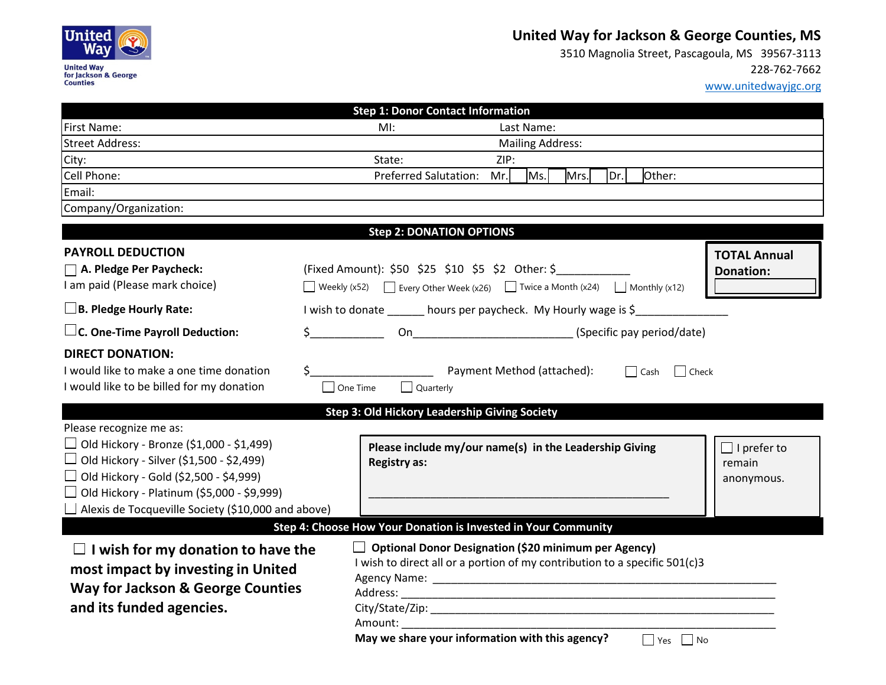United Way for Jackson & George Counties

# United Way for Jackson & George Counties, MS

3510 Magnolia Street, Pascagoula, MS 39567-3113
228-762-7662
www.unitedwayjgc.org

## Step 1: Donor Contact Information

| | | |
|---|---|---|
| First Name: | MI: | Last Name: |
| Street Address: | | Mailing Address: |
| City: | State: | ZIP: |
| Cell Phone: | Preferred Salutation: Mr. ☐ Ms. ☐ Mrs. ☐ Dr. ☐ Other: | |
| Email: | | |
| Company/Organization: | | |

## Step 2: DONATION OPTIONS

**PAYROLL DEDUCTION**

☐ **A. Pledge Per Paycheck:** (Fixed Amount): $50 $25 $10 $5 $2 Other: $____________

I am paid (Please mark choice) ☐ Weekly (x52) ☐ Every Other Week (x26) ☐ Twice a Month (x24) ☐ Monthly (x12)

☐ **B. Pledge Hourly Rate:** I wish to donate ______ hours per paycheck. My Hourly wage is $_______________

☐ **C. One-Time Payroll Deduction:** $____________ On__________________________ (Specific pay period/date)

**TOTAL Annual Donation:** ____________

**DIRECT DONATION:**

I would like to make a one time donation $____________________ Payment Method (attached): ☐ Cash ☐ Check

I would like to be billed for my donation ☐ One Time ☐ Quarterly

## Step 3: Old Hickory Leadership Giving Society

Please recognize me as:

- ☐ Old Hickory - Bronze ($1,000 - $1,499)
- ☐ Old Hickory - Silver ($1,500 - $2,499)
- ☐ Old Hickory - Gold ($2,500 - $4,999)
- ☐ Old Hickory - Platinum ($5,000 - $9,999)
- ☐ Alexis de Tocqueville Society ($10,000 and above)

**Please include my/our name(s) in the Leadership Giving Registry as:**

______________________________________________

☐ I prefer to remain anonymous.

## Step 4: Choose How Your Donation is Invested in Your Community

☐ **I wish for my donation to have the most impact by investing in United Way for Jackson & George Counties and its funded agencies.**

☐ **Optional Donor Designation ($20 minimum per Agency)**

I wish to direct all or a portion of my contribution to a specific 501(c)3

Agency Name: ________________________________________________________

Address: ____________________________________________________________

City/State/Zip: _______________________________________________________

Amount: ____________________________________________________________

**May we share your information with this agency?** ☐ Yes ☐ No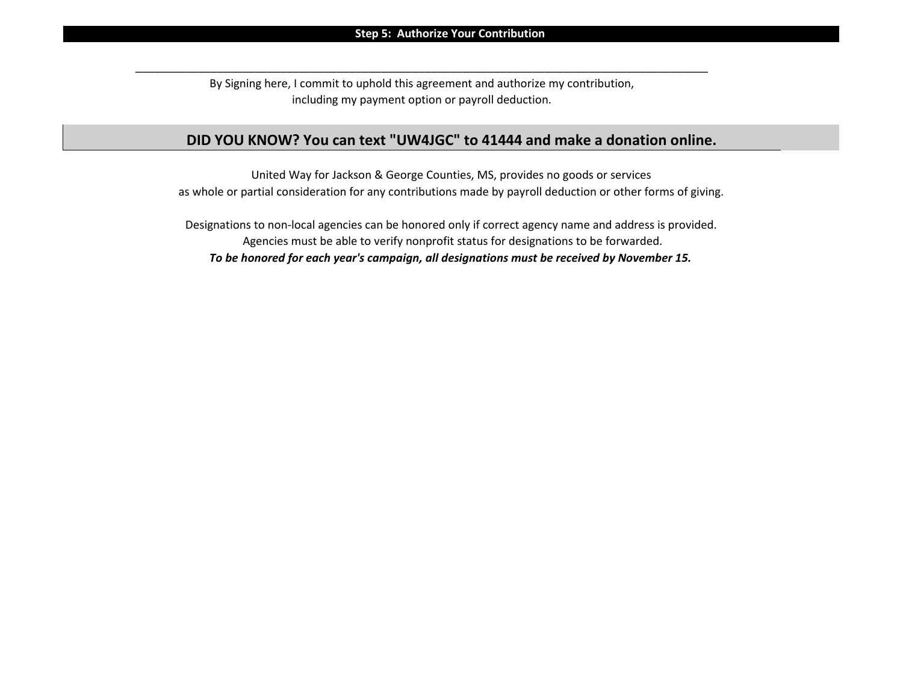## Step 5: Authorize Your Contribution

\_\_\_\_\_\_\_\_\_\_\_\_\_\_\_\_\_\_\_\_\_\_\_\_\_\_\_\_\_\_\_\_\_\_\_\_\_\_\_\_\_\_\_\_\_\_\_\_\_\_\_\_\_\_\_\_\_\_\_\_\_\_\_\_\_\_\_\_\_\_\_\_\_\_\_\_\_\_

By Signing here, I commit to uphold this agreement and authorize my contribution,
including my payment option or payroll deduction.

## DID YOU KNOW? You can text "UW4JGC" to 41444 and make a donation online.

United Way for Jackson & George Counties, MS, provides no goods or services
as whole or partial consideration for any contributions made by payroll deduction or other forms of giving.

Designations to non-local agencies can be honored only if correct agency name and address is provided.
Agencies must be able to verify nonprofit status for designations to be forwarded.
***To be honored for each year's campaign, all designations must be received by November 15.***